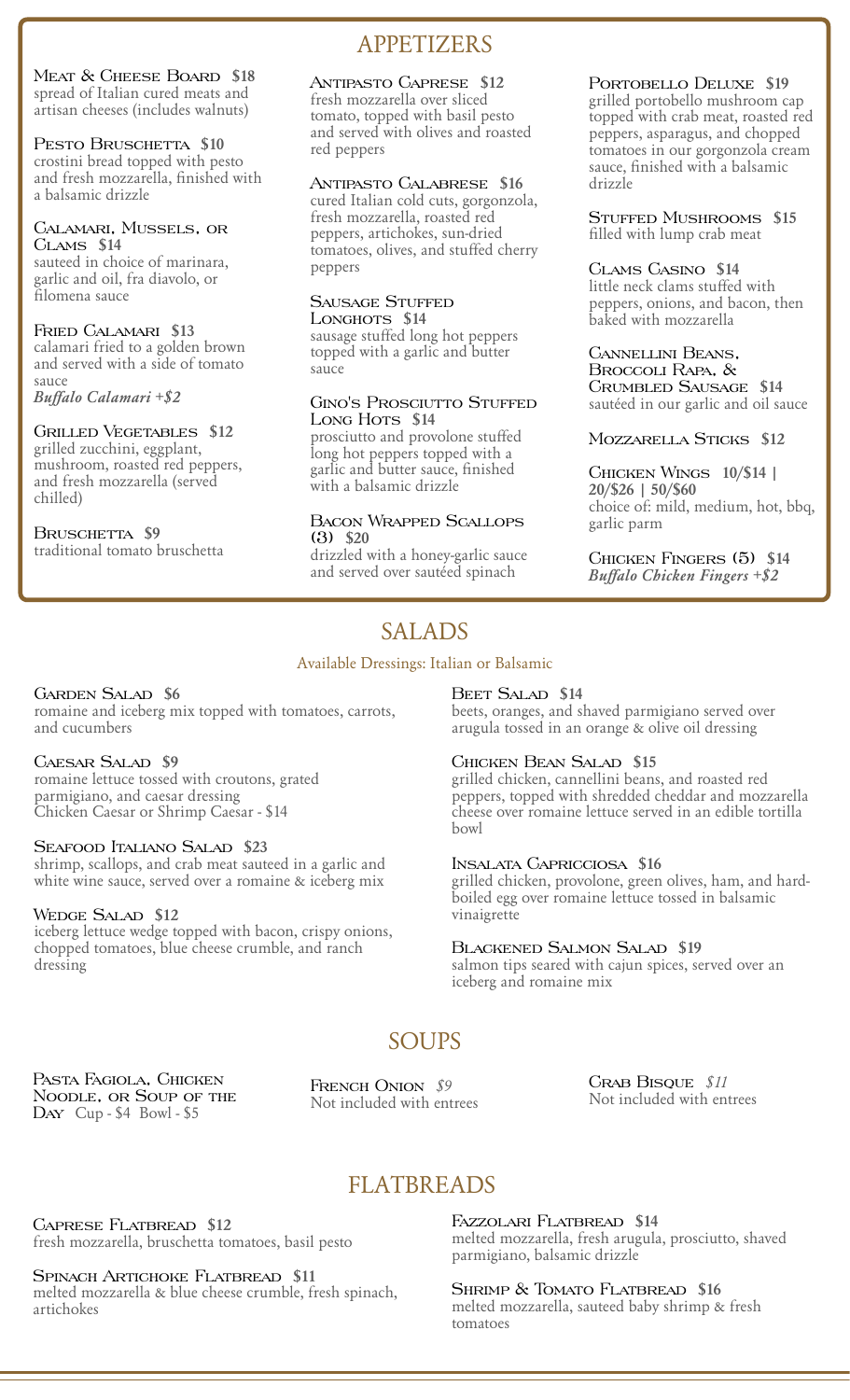# APPETIZERS

**Meat & Cheese Board** **$18**
spread of Italian cured meats and artisan cheeses (includes walnuts)

**Pesto Bruschetta** **$10**
crostini bread topped with pesto and fresh mozzarella, finished with a balsamic drizzle

**Calamari, Mussels, or Clams** **$14**
sauteed in choice of marinara, garlic and oil, fra diavolo, or filomena sauce

**Fried Calamari** **$13**
calamari fried to a golden brown and served with a side of tomato sauce
*Buffalo Calamari +$2*

**Grilled Vegetables** **$12**
grilled zucchini, eggplant, mushroom, roasted red peppers, and fresh mozzarella (served chilled)

**Bruschetta** **$9**
traditional tomato bruschetta

**Antipasto Caprese** **$12**
fresh mozzarella over sliced tomato, topped with basil pesto and served with olives and roasted red peppers

**Antipasto Calabrese** **$16**
cured Italian cold cuts, gorgonzola, fresh mozzarella, roasted red peppers, artichokes, sun-dried tomatoes, olives, and stuffed cherry peppers

**Sausage Stuffed Longhots** **$14**
sausage stuffed long hot peppers topped with a garlic and butter sauce

**Gino's Prosciutto Stuffed Long Hots** **$14**
prosciutto and provolone stuffed long hot peppers topped with a garlic and butter sauce, finished with a balsamic drizzle

**Bacon Wrapped Scallops (3)** **$20**
drizzled with a honey-garlic sauce and served over sautéed spinach

**Portobello Deluxe** **$19**
grilled portobello mushroom cap topped with crab meat, roasted red peppers, asparagus, and chopped tomatoes in our gorgonzola cream sauce, finished with a balsamic drizzle

**Stuffed Mushrooms** **$15**
filled with lump crab meat

**Clams Casino** **$14**
little neck clams stuffed with peppers, onions, and bacon, then baked with mozzarella

**Cannellini Beans, Broccoli Rapa, & Crumbled Sausage** **$14**
sautéed in our garlic and oil sauce

**Mozzarella Sticks** **$12**

**Chicken Wings** **10/$14 | 20/$26 | 50/$60**
choice of: mild, medium, hot, bbq, garlic parm

**Chicken Fingers (5)** **$14**
*Buffalo Chicken Fingers +$2*

# SALADS

Available Dressings: Italian or Balsamic

**Garden Salad** **$6**
romaine and iceberg mix topped with tomatoes, carrots, and cucumbers

**Caesar Salad** **$9**
romaine lettuce tossed with croutons, grated parmigiano, and caesar dressing
Chicken Caesar or Shrimp Caesar - $14

**Seafood Italiano Salad** **$23**
shrimp, scallops, and crab meat sauteed in a garlic and white wine sauce, served over a romaine & iceberg mix

**Wedge Salad** **$12**
iceberg lettuce wedge topped with bacon, crispy onions, chopped tomatoes, blue cheese crumble, and ranch dressing

**Beet Salad** **$14**
beets, oranges, and shaved parmigiano served over arugula tossed in an orange & olive oil dressing

**Chicken Bean Salad** **$15**
grilled chicken, cannellini beans, and roasted red peppers, topped with shredded cheddar and mozzarella cheese over romaine lettuce served in an edible tortilla bowl

**Insalata Capricciosa** **$16**
grilled chicken, provolone, green olives, ham, and hard-boiled egg over romaine lettuce tossed in balsamic vinaigrette

**Blackened Salmon Salad** **$19**
salmon tips seared with cajun spices, served over an iceberg and romaine mix

# SOUPS

**Pasta Fagiola, Chicken Noodle, or Soup of the Day** Cup - $4 Bowl - $5

**French Onion** *$9*
Not included with entrees

**Crab Bisque** *$11*
Not included with entrees

# FLATBREADS

**Caprese Flatbread** **$12**
fresh mozzarella, bruschetta tomatoes, basil pesto

**Spinach Artichoke Flatbread** **$11**
melted mozzarella & blue cheese crumble, fresh spinach, artichokes

**Fazzolari Flatbread** **$14**
melted mozzarella, fresh arugula, prosciutto, shaved parmigiano, balsamic drizzle

**Shrimp & Tomato Flatbread** **$16**
melted mozzarella, sauteed baby shrimp & fresh tomatoes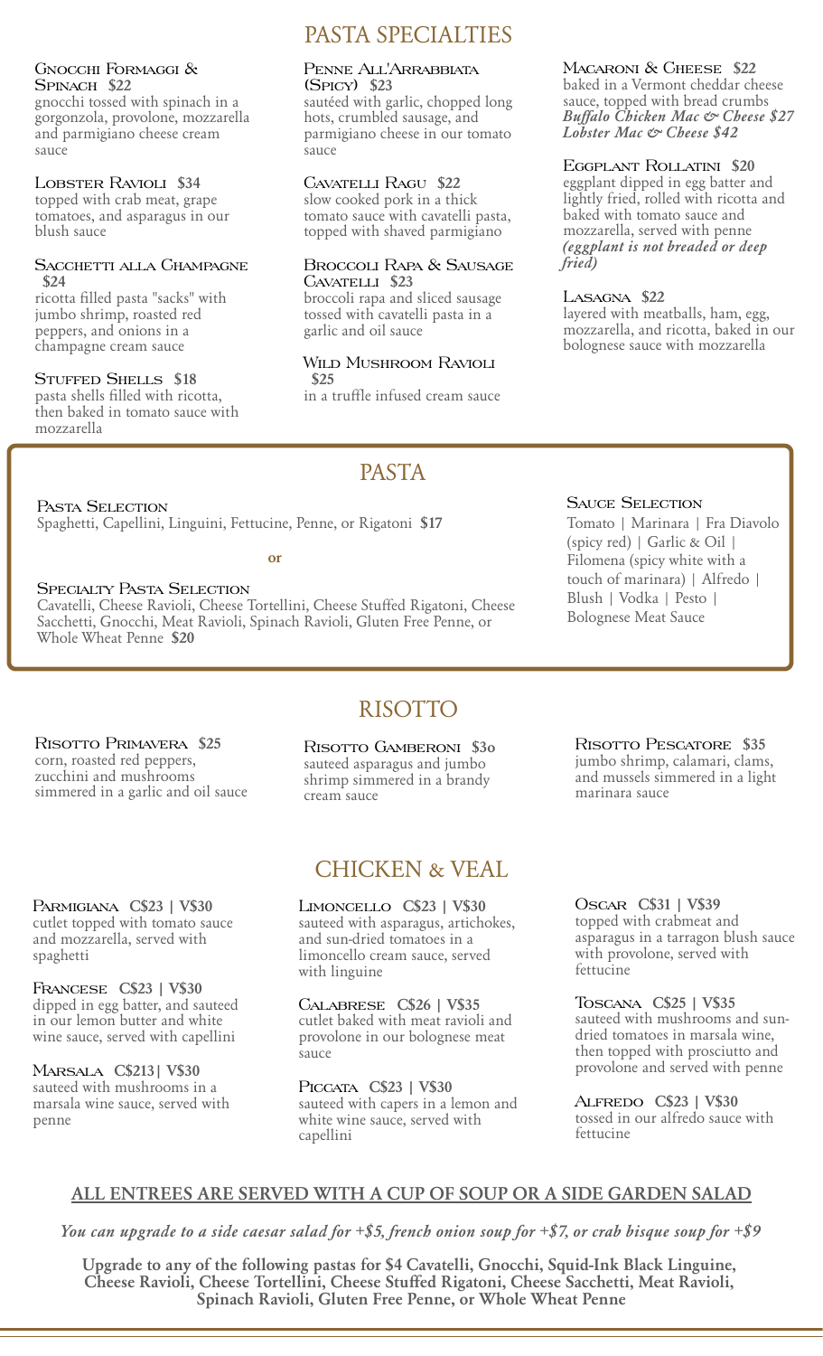## PASTA SPECIALTIES

**Gnocchi Formaggi & Spinach $22**
gnocchi tossed with spinach in a gorgonzola, provolone, mozzarella and parmigiano cheese cream sauce

**Lobster Ravioli $34**
topped with crab meat, grape tomatoes, and asparagus in our blush sauce

**Sacchetti alla Champagne $24**
ricotta filled pasta "sacks" with jumbo shrimp, roasted red peppers, and onions in a champagne cream sauce

**Stuffed Shells $18**
pasta shells filled with ricotta, then baked in tomato sauce with mozzarella

**Penne All'Arrabbiata (Spicy) $23**
sautéed with garlic, chopped long hots, crumbled sausage, and parmigiano cheese in our tomato sauce

**Cavatelli Ragu $22**
slow cooked pork in a thick tomato sauce with cavatelli pasta, topped with shaved parmigiano

**Broccoli Rapa & Sausage Cavatelli $23**
broccoli rapa and sliced sausage tossed with cavatelli pasta in a garlic and oil sauce

**Wild Mushroom Ravioli $25**
in a truffle infused cream sauce

**Macaroni & Cheese $22**
baked in a Vermont cheddar cheese sauce, topped with bread crumbs
***Buffalo Chicken Mac & Cheese $27***
***Lobster Mac & Cheese $42***

**Eggplant Rollatini $20**
eggplant dipped in egg batter and lightly fried, rolled with ricotta and baked with tomato sauce and mozzarella, served with penne
***(eggplant is not breaded or deep fried)***

**Lasagna $22**
layered with meatballs, ham, egg, mozzarella, and ricotta, baked in our bolognese sauce with mozzarella

## PASTA

**Pasta Selection**
Spaghetti, Capellini, Linguini, Fettucine, Penne, or Rigatoni **$17**

**or**

**Specialty Pasta Selection**
Cavatelli, Cheese Ravioli, Cheese Tortellini, Cheese Stuffed Rigatoni, Cheese Sacchetti, Gnocchi, Meat Ravioli, Spinach Ravioli, Gluten Free Penne, or Whole Wheat Penne **$20**

**Sauce Selection**
Tomato | Marinara | Fra Diavolo (spicy red) | Garlic & Oil | Filomena (spicy white with a touch of marinara) | Alfredo | Blush | Vodka | Pesto | Bolognese Meat Sauce

## RISOTTO

**Risotto Primavera $25**
corn, roasted red peppers, zucchini and mushrooms simmered in a garlic and oil sauce

**Risotto Gamberoni $30**
sauteed asparagus and jumbo shrimp simmered in a brandy cream sauce

**Risotto Pescatore $35**
jumbo shrimp, calamari, clams, and mussels simmered in a light marinara sauce

## CHICKEN & VEAL

**Parmigiana C$23 | V$30**
cutlet topped with tomato sauce and mozzarella, served with spaghetti

**Francese C$23 | V$30**
dipped in egg batter, and sauteed in our lemon butter and white wine sauce, served with capellini

**Marsala C$213| V$30**
sauteed with mushrooms in a marsala wine sauce, served with penne

**Limoncello C$23 | V$30**
sauteed with asparagus, artichokes, and sun-dried tomatoes in a limoncello cream sauce, served with linguine

**Calabrese C$26 | V$35**
cutlet baked with meat ravioli and provolone in our bolognese meat sauce

**Piccata C$23 | V$30**
sauteed with capers in a lemon and white wine sauce, served with capellini

**Oscar C$31 | V$39**
topped with crabmeat and asparagus in a tarragon blush sauce with provolone, served with fettucine

**Toscana C$25 | V$35**
sauteed with mushrooms and sun-dried tomatoes in marsala wine, then topped with prosciutto and provolone and served with penne

**Alfredo C$23 | V$30**
tossed in our alfredo sauce with fettucine

**ALL ENTREES ARE SERVED WITH A CUP OF SOUP OR A SIDE GARDEN SALAD**

***You can upgrade to a side caesar salad for +$5, french onion soup for +$7, or crab bisque soup for +$9***

**Upgrade to any of the following pastas for $4 Cavatelli, Gnocchi, Squid-Ink Black Linguine, Cheese Ravioli, Cheese Tortellini, Cheese Stuffed Rigatoni, Cheese Sacchetti, Meat Ravioli, Spinach Ravioli, Gluten Free Penne, or Whole Wheat Penne**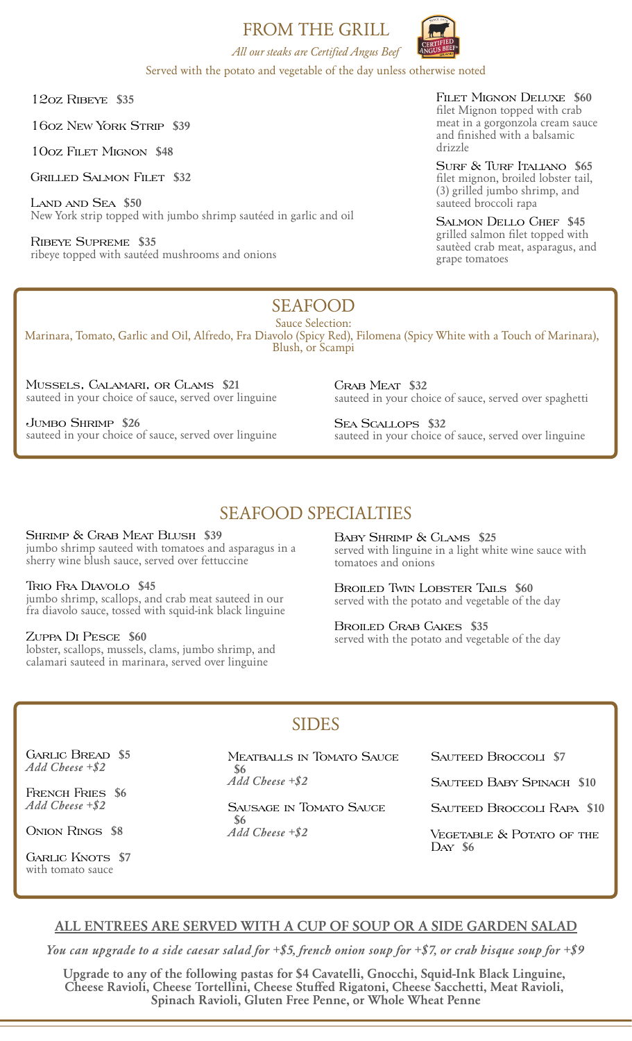# FROM THE GRILL

*All our steaks are Certified Angus Beef*

Served with the potato and vegetable of the day unless otherwise noted

**12oz Ribeye** $35

**16oz New York Strip** $39

**10oz Filet Mignon** $48

**Grilled Salmon Filet** $32

**Land and Sea** $50
New York strip topped with jumbo shrimp sautéed in garlic and oil

**Ribeye Supreme** $35
ribeye topped with sautéed mushrooms and onions

**Filet Mignon Deluxe** $60
filet Mignon topped with crab meat in a gorgonzola cream sauce and finished with a balsamic drizzle

**Surf & Turf Italiano** $65
filet mignon, broiled lobster tail, (3) grilled jumbo shrimp, and sauteed broccoli rapa

**Salmon Dello Chef** $45
grilled salmon filet topped with sautèed crab meat, asparagus, and grape tomatoes

# SEAFOOD

Sauce Selection:
Marinara, Tomato, Garlic and Oil, Alfredo, Fra Diavolo (Spicy Red), Filomena (Spicy White with a Touch of Marinara), Blush, or Scampi

**Mussels, Calamari, or Clams** $21
sauteed in your choice of sauce, served over linguine

**Jumbo Shrimp** $26
sauteed in your choice of sauce, served over linguine

**Crab Meat** $32
sauteed in your choice of sauce, served over spaghetti

**Sea Scallops** $32
sauteed in your choice of sauce, served over linguine

# SEAFOOD SPECIALTIES

**Shrimp & Crab Meat Blush** $39
jumbo shrimp sauteed with tomatoes and asparagus in a sherry wine blush sauce, served over fettuccine

**Trio Fra Diavolo** $45
jumbo shrimp, scallops, and crab meat sauteed in our fra diavolo sauce, tossed with squid-ink black linguine

**Zuppa Di Pesce** $60
lobster, scallops, mussels, clams, jumbo shrimp, and calamari sauteed in marinara, served over linguine

**Baby Shrimp & Clams** $25
served with linguine in a light white wine sauce with tomatoes and onions

**Broiled Twin Lobster Tails** $60
served with the potato and vegetable of the day

**Broiled Crab Cakes** $35
served with the potato and vegetable of the day

# SIDES

**Garlic Bread** $5
*Add Cheese +$2*

**French Fries** $6
*Add Cheese +$2*

**Onion Rings** $8

**Garlic Knots** $7
with tomato sauce

**Meatballs in Tomato Sauce** $6
*Add Cheese +$2*

**Sausage in Tomato Sauce** $6
*Add Cheese +$2*

**Sauteed Broccoli** $7

**Sauteed Baby Spinach** $10

**Sauteed Broccoli Rapa** $10

**Vegetable & Potato of the Day** $6

**ALL ENTREES ARE SERVED WITH A CUP OF SOUP OR A SIDE GARDEN SALAD**

***You can upgrade to a side caesar salad for +$5, french onion soup for +$7, or crab bisque soup for +$9***

**Upgrade to any of the following pastas for $4 Cavatelli, Gnocchi, Squid-Ink Black Linguine, Cheese Ravioli, Cheese Tortellini, Cheese Stuffed Rigatoni, Cheese Sacchetti, Meat Ravioli, Spinach Ravioli, Gluten Free Penne, or Whole Wheat Penne**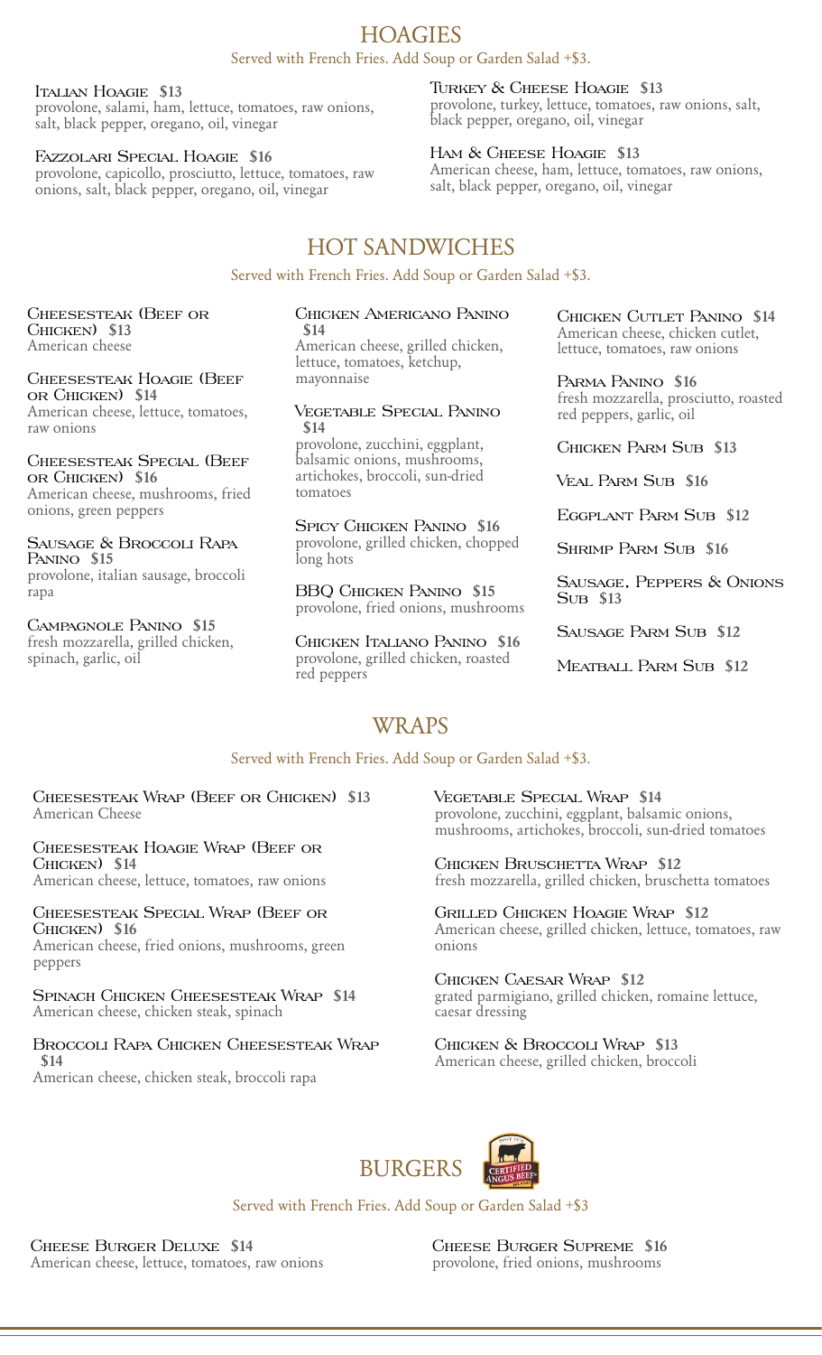# HOAGIES

Served with French Fries. Add Soup or Garden Salad +$3.

**Italian Hoagie $13**
provolone, salami, ham, lettuce, tomatoes, raw onions, salt, black pepper, oregano, oil, vinegar

**Fazzolari Special Hoagie $16**
provolone, capicollo, prosciutto, lettuce, tomatoes, raw onions, salt, black pepper, oregano, oil, vinegar

**Turkey & Cheese Hoagie $13**
provolone, turkey, lettuce, tomatoes, raw onions, salt, black pepper, oregano, oil, vinegar

**Ham & Cheese Hoagie $13**
American cheese, ham, lettuce, tomatoes, raw onions, salt, black pepper, oregano, oil, vinegar

# HOT SANDWICHES

Served with French Fries. Add Soup or Garden Salad +$3.

**Cheesesteak (Beef or Chicken) $13**
American cheese

**Cheesesteak Hoagie (Beef or Chicken) $14**
American cheese, lettuce, tomatoes, raw onions

**Cheesesteak Special (Beef or Chicken) $16**
American cheese, mushrooms, fried onions, green peppers

**Sausage & Broccoli Rapa Panino $15**
provolone, italian sausage, broccoli rapa

**Campagnole Panino $15**
fresh mozzarella, grilled chicken, spinach, garlic, oil

**Chicken Americano Panino $14**
American cheese, grilled chicken, lettuce, tomatoes, ketchup, mayonnaise

**Vegetable Special Panino $14**
provolone, zucchini, eggplant, balsamic onions, mushrooms, artichokes, broccoli, sun-dried tomatoes

**Spicy Chicken Panino $16**
provolone, grilled chicken, chopped long hots

**BBQ Chicken Panino $15**
provolone, fried onions, mushrooms

**Chicken Italiano Panino $16**
provolone, grilled chicken, roasted red peppers

**Chicken Cutlet Panino $14**
American cheese, chicken cutlet, lettuce, tomatoes, raw onions

**Parma Panino $16**
fresh mozzarella, prosciutto, roasted red peppers, garlic, oil

**Chicken Parm Sub $13**

**Veal Parm Sub $16**

**Eggplant Parm Sub $12**

**Shrimp Parm Sub $16**

**Sausage, Peppers & Onions Sub $13**

**Sausage Parm Sub $12**

**Meatball Parm Sub $12**

# WRAPS

Served with French Fries. Add Soup or Garden Salad +$3.

**Cheesesteak Wrap (Beef or Chicken) $13**
American Cheese

**Cheesesteak Hoagie Wrap (Beef or Chicken) $14**
American cheese, lettuce, tomatoes, raw onions

**Cheesesteak Special Wrap (Beef or Chicken) $16**
American cheese, fried onions, mushrooms, green peppers

**Spinach Chicken Cheesesteak Wrap $14**
American cheese, chicken steak, spinach

**Broccoli Rapa Chicken Cheesesteak Wrap $14**
American cheese, chicken steak, broccoli rapa

**Vegetable Special Wrap $14**
provolone, zucchini, eggplant, balsamic onions, mushrooms, artichokes, broccoli, sun-dried tomatoes

**Chicken Bruschetta Wrap $12**
fresh mozzarella, grilled chicken, bruschetta tomatoes

**Grilled Chicken Hoagie Wrap $12**
American cheese, grilled chicken, lettuce, tomatoes, raw onions

**Chicken Caesar Wrap $12**
grated parmigiano, grilled chicken, romaine lettuce, caesar dressing

**Chicken & Broccoli Wrap $13**
American cheese, grilled chicken, broccoli

# BURGERS

Served with French Fries. Add Soup or Garden Salad +$3

**Cheese Burger Deluxe $14**
American cheese, lettuce, tomatoes, raw onions

**Cheese Burger Supreme $16**
provolone, fried onions, mushrooms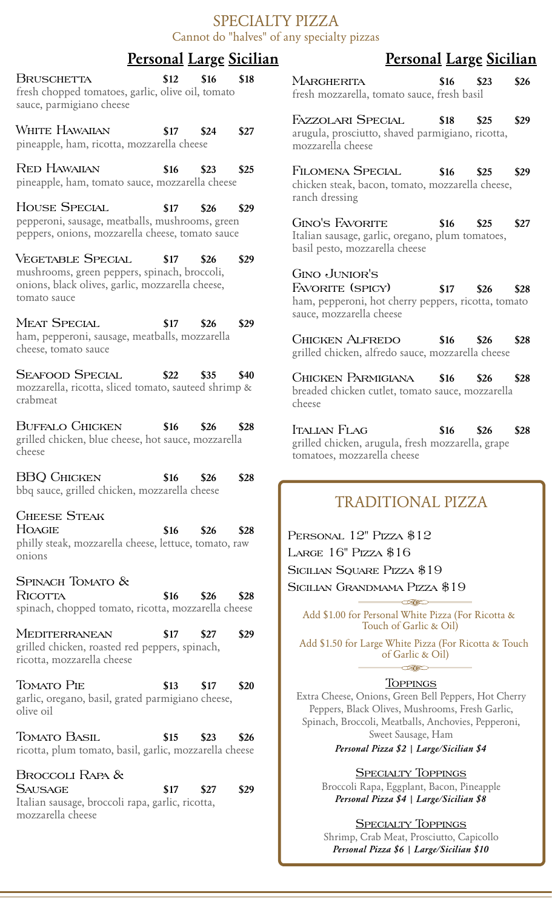# SPECIALTY PIZZA

Cannot do "halves" of any specialty pizzas

| Pizza | Personal | Large | Sicilian |
|---|---|---|---|
| **Bruschetta** — fresh chopped tomatoes, garlic, olive oil, tomato sauce, parmigiano cheese | $12 | $16 | $18 |
| **White Hawaiian** — pineapple, ham, ricotta, mozzarella cheese | $17 | $24 | $27 |
| **Red Hawaiian** — pineapple, ham, tomato sauce, mozzarella cheese | $16 | $23 | $25 |
| **House Special** — pepperoni, sausage, meatballs, mushrooms, green peppers, onions, mozzarella cheese, tomato sauce | $17 | $26 | $29 |
| **Vegetable Special** — mushrooms, green peppers, spinach, broccoli, onions, black olives, garlic, mozzarella cheese, tomato sauce | $17 | $26 | $29 |
| **Meat Special** — ham, pepperoni, sausage, meatballs, mozzarella cheese, tomato sauce | $17 | $26 | $29 |
| **Seafood Special** — mozzarella, ricotta, sliced tomato, sauteed shrimp & crabmeat | $22 | $35 | $40 |
| **Buffalo Chicken** — grilled chicken, blue cheese, hot sauce, mozzarella cheese | $16 | $26 | $28 |
| **BBQ Chicken** — bbq sauce, grilled chicken, mozzarella cheese | $16 | $26 | $28 |
| **Cheese Steak Hoagie** — philly steak, mozzarella cheese, lettuce, tomato, raw onions | $16 | $26 | $28 |
| **Spinach Tomato & Ricotta** — spinach, chopped tomato, ricotta, mozzarella cheese | $16 | $26 | $28 |
| **Mediterranean** — grilled chicken, roasted red peppers, spinach, ricotta, mozzarella cheese | $17 | $27 | $29 |
| **Tomato Pie** — garlic, oregano, basil, grated parmigiano cheese, olive oil | $13 | $17 | $20 |
| **Tomato Basil** — ricotta, plum tomato, basil, garlic, mozzarella cheese | $15 | $23 | $26 |
| **Broccoli Rapa & Sausage** — Italian sausage, broccoli rapa, garlic, ricotta, mozzarella cheese | $17 | $27 | $29 |
| **Margherita** — fresh mozzarella, tomato sauce, fresh basil | $16 | $23 | $26 |
| **Fazzolari Special** — arugula, prosciutto, shaved parmigiano, ricotta, mozzarella cheese | $18 | $25 | $29 |
| **Filomena Special** — chicken steak, bacon, tomato, mozzarella cheese, ranch dressing | $16 | $25 | $29 |
| **Gino's Favorite** — Italian sausage, garlic, oregano, plum tomatoes, basil pesto, mozzarella cheese | $16 | $25 | $27 |
| **Gino Junior's Favorite (Spicy)** — ham, pepperoni, hot cherry peppers, ricotta, tomato sauce, mozzarella cheese | $17 | $26 | $28 |
| **Chicken Alfredo** — grilled chicken, alfredo sauce, mozzarella cheese | $16 | $26 | $28 |
| **Chicken Parmigiana** — breaded chicken cutlet, tomato sauce, mozzarella cheese | $16 | $26 | $28 |
| **Italian Flag** — grilled chicken, arugula, fresh mozzarella, grape tomatoes, mozzarella cheese | $16 | $26 | $28 |

# TRADITIONAL PIZZA

Personal 12" Pizza $12

Large 16" Pizza $16

Sicilian Square Pizza $19

Sicilian Grandmama Pizza $19

Add $1.00 for Personal White Pizza (For Ricotta & Touch of Garlic & Oil)

Add $1.50 for Large White Pizza (For Ricotta & Touch of Garlic & Oil)

### Toppings

Extra Cheese, Onions, Green Bell Peppers, Hot Cherry Peppers, Black Olives, Mushrooms, Fresh Garlic, Spinach, Broccoli, Meatballs, Anchovies, Pepperoni, Sweet Sausage, Ham

***Personal Pizza $2 | Large/Sicilian $4***

### Specialty Toppings

Broccoli Rapa, Eggplant, Bacon, Pineapple

***Personal Pizza $4 | Large/Sicilian $8***

### Specialty Toppings

Shrimp, Crab Meat, Prosciutto, Capicollo

***Personal Pizza $6 | Large/Sicilian $10***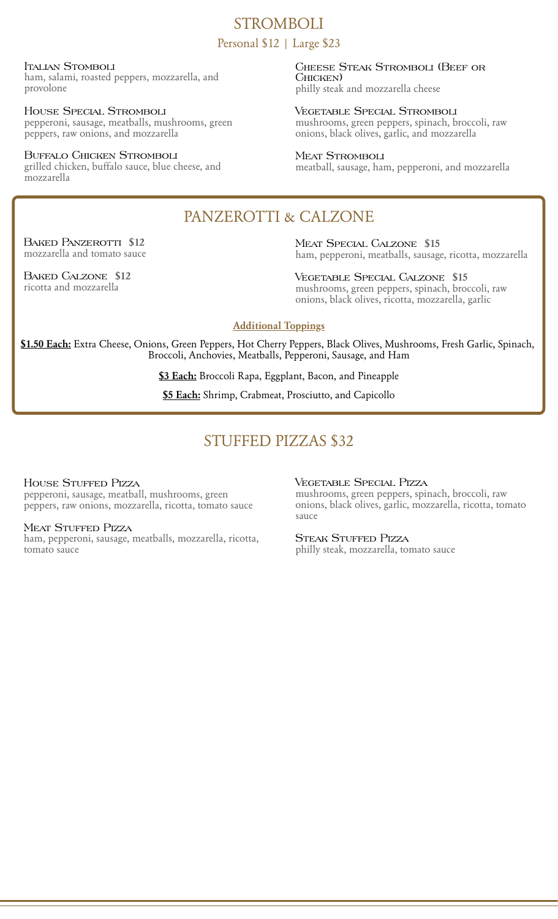## STROMBOLI

Personal $12 | Large $23

**Italian Stomboli**
ham, salami, roasted peppers, mozzarella, and provolone

**House Special Stromboli**
pepperoni, sausage, meatballs, mushrooms, green peppers, raw onions, and mozzarella

**Buffalo Chicken Stromboli**
grilled chicken, buffalo sauce, blue cheese, and mozzarella

**Cheese Steak Stromboli (Beef or Chicken)**
philly steak and mozzarella cheese

**Vegetable Special Stromboli**
mushrooms, green peppers, spinach, broccoli, raw onions, black olives, garlic, and mozzarella

**Meat Stromboli**
meatball, sausage, ham, pepperoni, and mozzarella

## PANZEROTTI & CALZONE

**Baked Panzerotti $12**
mozzarella and tomato sauce

**Baked Calzone $12**
ricotta and mozzarella

**Meat Special Calzone $15**
ham, pepperoni, meatballs, sausage, ricotta, mozzarella

**Vegetable Special Calzone $15**
mushrooms, green peppers, spinach, broccoli, raw onions, black olives, ricotta, mozzarella, garlic

### Additional Toppings

**$1.50 Each:** Extra Cheese, Onions, Green Peppers, Hot Cherry Peppers, Black Olives, Mushrooms, Fresh Garlic, Spinach, Broccoli, Anchovies, Meatballs, Pepperoni, Sausage, and Ham

**$3 Each:** Broccoli Rapa, Eggplant, Bacon, and Pineapple

**$5 Each:** Shrimp, Crabmeat, Prosciutto, and Capicollo

## STUFFED PIZZAS $32

**House Stuffed Pizza**
pepperoni, sausage, meatball, mushrooms, green peppers, raw onions, mozzarella, ricotta, tomato sauce

**Meat Stuffed Pizza**
ham, pepperoni, sausage, meatballs, mozzarella, ricotta, tomato sauce

**Vegetable Special Pizza**
mushrooms, green peppers, spinach, broccoli, raw onions, black olives, garlic, mozzarella, ricotta, tomato sauce

**Steak Stuffed Pizza**
philly steak, mozzarella, tomato sauce